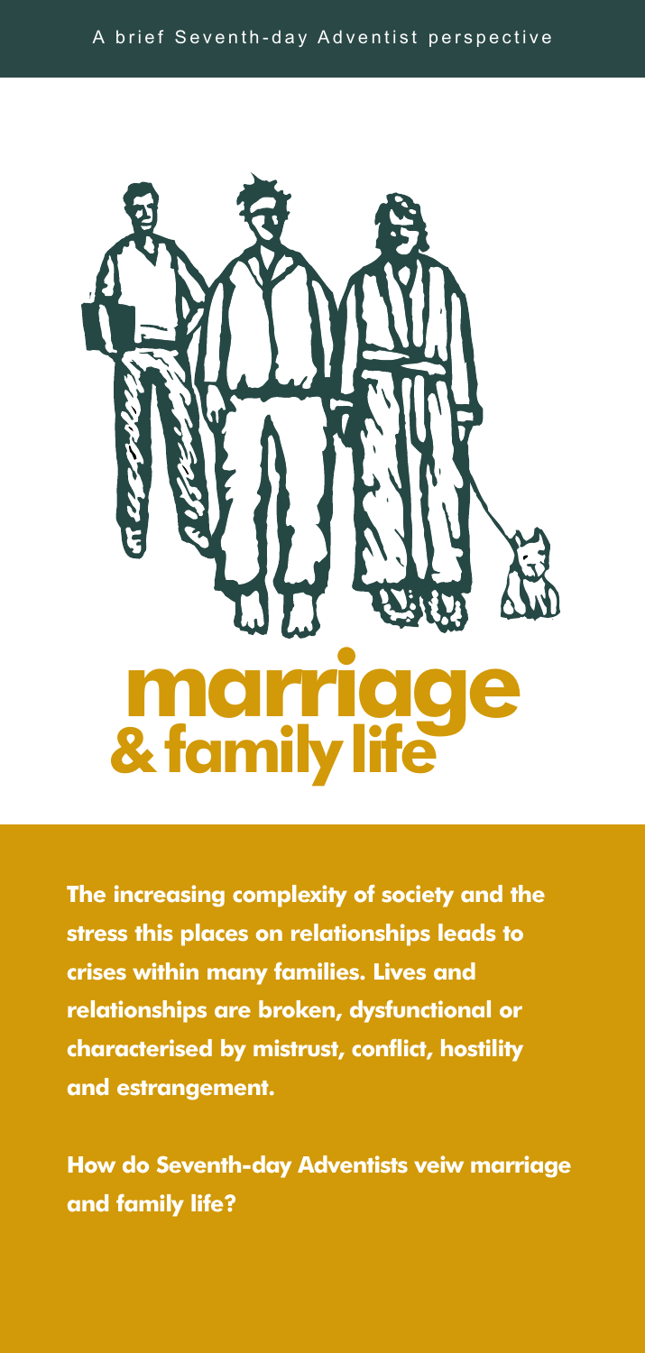A brief Seventh-day Adventist perspective

# marriage & family life

**The increasing complexity of society and the stress this places on relationships leads to crises within many families. Lives and relationships are broken, dysfunctional or characterised by mistrust, conflict, hostility and estrangement.**

**How do Seventh-day Adventists veiw marriage and family life?**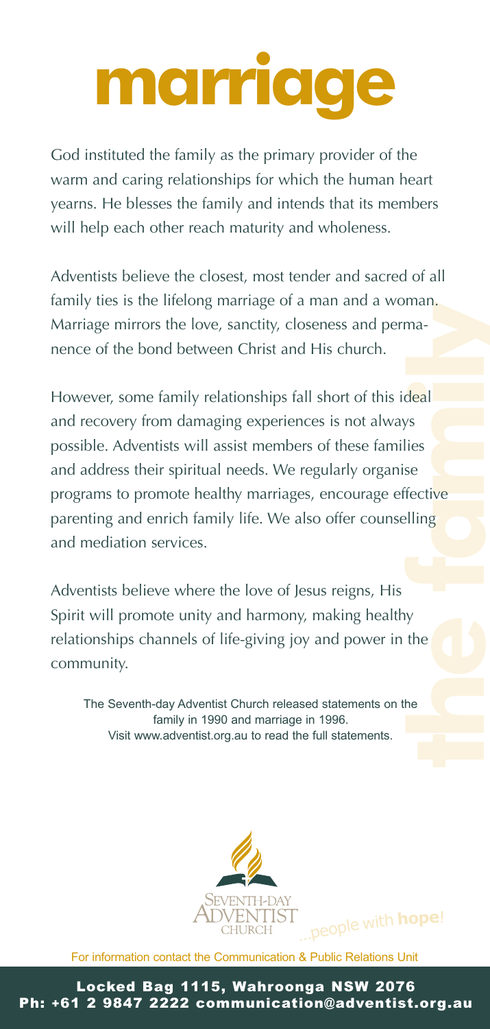# marriage

God instituted the family as the primary provider of the warm and caring relationships for which the human heart yearns. He blesses the family and intends that its members will help each other reach maturity and wholeness.

Adventists believe the closest, most tender and sacred of all family ties is the lifelong marriage of a man and a woman. Marriage mirrors the love, sanctity, closeness and permanence of the bond between Christ and His church.

However, some family relationships fall short of this ideal and recovery from damaging experiences is not always possible. Adventists will assist members of these families and address their spiritual needs. We regularly organise programs to promote healthy marriages, encourage effective parenting and enrich family life. We also offer counselling and mediation services.

Adventists believe where the love of Jesus reigns, His Spirit will promote unity and harmony, making healthy relationships channels of life-giving joy and power in the community.

The Seventh-day Adventist Church released statements on the family in 1990 and marriage in 1996.
Visit www.adventist.org.au to read the full statements.

the family

Seventh-day Adventist Church ...people with **hope**!

For information contact the Communication & Public Relations Unit

**Locked Bag 1115, Wahroonga NSW 2076**
**Ph: +61 2 9847 2222 communication@adventist.org.au**